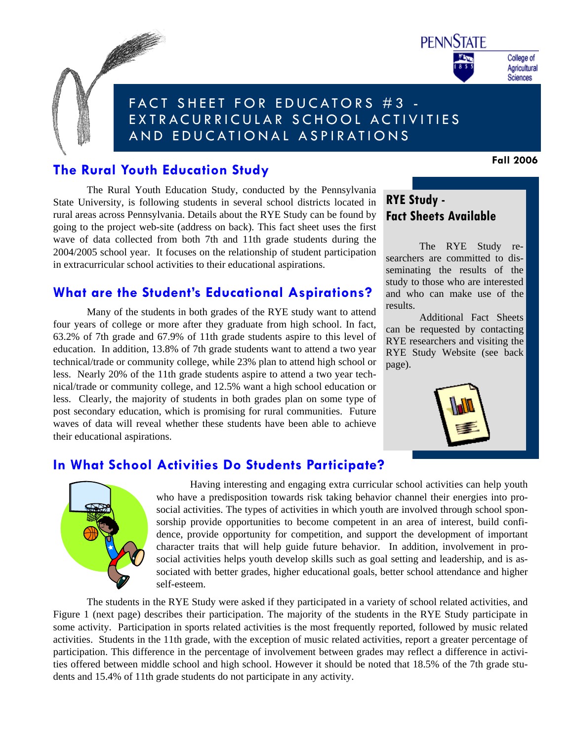PENNSTATE

College of Agricultural Sciences

# FACT SHEET FOR EDUCATORS #3 - EXTRACURRICULAR SCHOOL ACTIVITIES AND EDUCATIONAL ASPIRATIONS

**Fall 2006**

## The Rural Youth Education Study

The Rural Youth Education Study, conducted by the Pennsylvania State University, is following students in several school districts located in rural areas across Pennsylvania. Details about the RYE Study can be found by going to the project web-site (address on back). This fact sheet uses the first wave of data collected from both 7th and 11th grade students during the 2004/2005 school year. It focuses on the relationship of student participation in extracurricular school activities to their educational aspirations.

## What are the Student's Educational Aspirations?

Many of the students in both grades of the RYE study want to attend four years of college or more after they graduate from high school. In fact, 63.2% of 7th grade and 67.9% of 11th grade students aspire to this level of education. In addition, 13.8% of 7th grade students want to attend a two year technical/trade or community college, while 23% plan to attend high school or less. Nearly 20% of the 11th grade students aspire to attend a two year technical/trade or community college, and 12.5% want a high school education or less. Clearly, the majority of students in both grades plan on some type of post secondary education, which is promising for rural communities. Future waves of data will reveal whether these students have been able to achieve their educational aspirations.

### RYE Study - Fact Sheets Available

The RYE Study researchers are committed to disseminating the results of the study to those who are interested and who can make use of the results.

Additional Fact Sheets can be requested by contacting RYE researchers and visiting the RYE Study Website (see back page).

## In What School Activities Do Students Participate?

Having interesting and engaging extra curricular school activities can help youth who have a predisposition towards risk taking behavior channel their energies into pro-social activities. The types of activities in which youth are involved through school sponsorship provide opportunities to become competent in an area of interest, build confidence, provide opportunity for competition, and support the development of important character traits that will help guide future behavior. In addition, involvement in pro-social activities helps youth develop skills such as goal setting and leadership, and is associated with better grades, higher educational goals, better school attendance and higher self-esteem.

The students in the RYE Study were asked if they participated in a variety of school related activities, and Figure 1 (next page) describes their participation. The majority of the students in the RYE Study participate in some activity. Participation in sports related activities is the most frequently reported, followed by music related activities. Students in the 11th grade, with the exception of music related activities, report a greater percentage of participation. This difference in the percentage of involvement between grades may reflect a difference in activities offered between middle school and high school. However it should be noted that 18.5% of the 7th grade students and 15.4% of 11th grade students do not participate in any activity.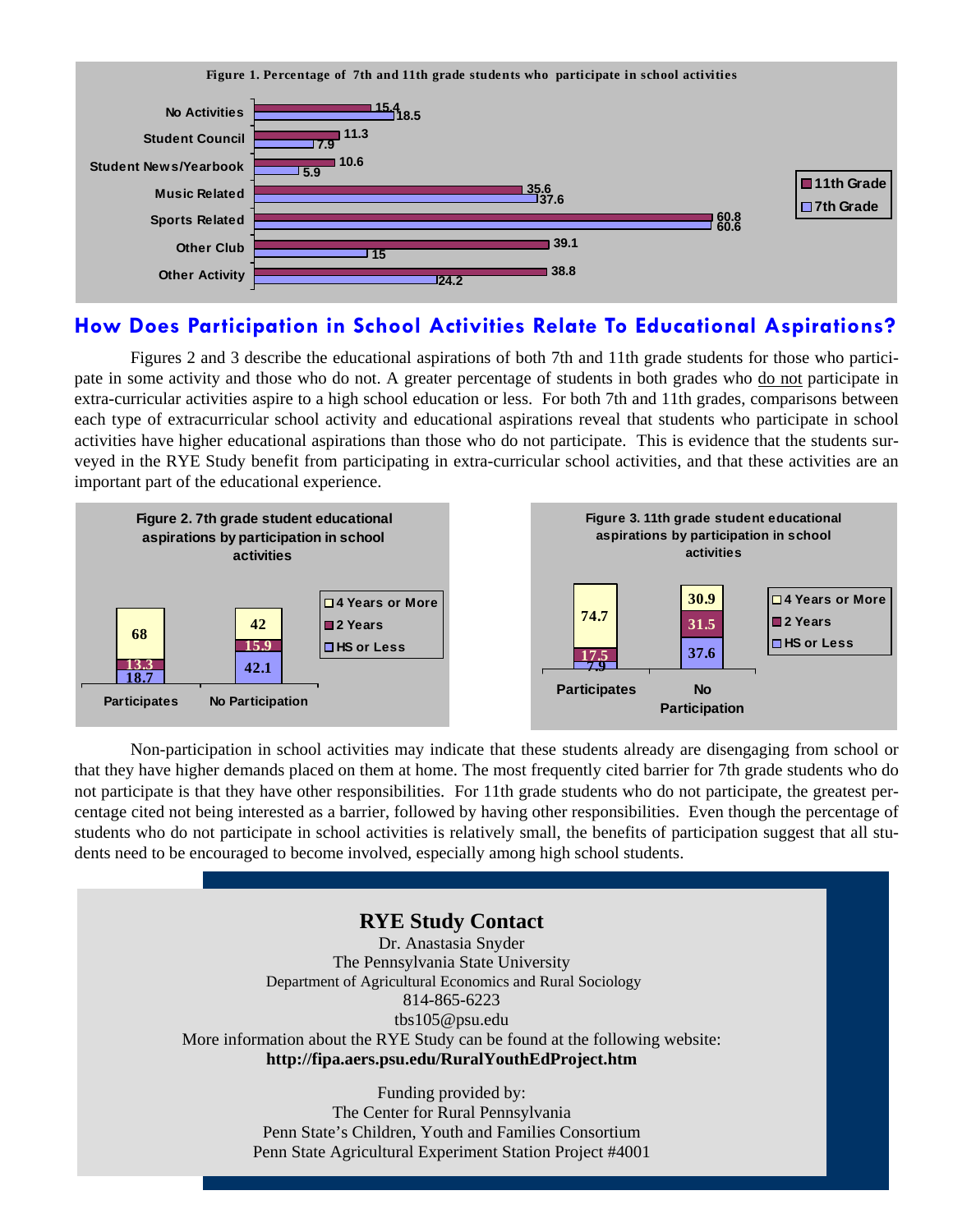**Figure 1. Percentage of 7th and 11th grade students who participate in school activities**

No Activities 15.4 18.5
Student Council 11.3 7.9
Student News/Yearbook 10.6 5.9
Music Related 35.6 37.6
Sports Related 60.8 60.6
Other Club 39.1 15
Other Activity 38.8 24.2

11th Grade
7th Grade

## How Does Participation in School Activities Relate To Educational Aspirations?

Figures 2 and 3 describe the educational aspirations of both 7th and 11th grade students for those who participate in some activity and those who do not. A greater percentage of students in both grades who do not participate in extra-curricular activities aspire to a high school education or less. For both 7th and 11th grades, comparisons between each type of extracurricular school activity and educational aspirations reveal that students who participate in school activities have higher educational aspirations than those who do not participate. This is evidence that the students surveyed in the RYE Study benefit from participating in extra-curricular school activities, and that these activities are an important part of the educational experience.

**Figure 2. 7th grade student educational aspirations by participation in school activities**

Participates: 68, 13.3, 18.7
No Participation: 42, 15.9, 42.1

4 Years or More
2 Years
HS or Less

**Figure 3. 11th grade student educational aspirations by participation in school activities**

Participates: 74.7, 17.5, 7.9
No Participation: 30.9, 31.5, 37.6

4 Years or More
2 Years
HS or Less

Non-participation in school activities may indicate that these students already are disengaging from school or that they have higher demands placed on them at home. The most frequently cited barrier for 7th grade students who do not participate is that they have other responsibilities. For 11th grade students who do not participate, the greatest percentage cited not being interested as a barrier, followed by having other responsibilities. Even though the percentage of students who do not participate in school activities is relatively small, the benefits of participation suggest that all students need to be encouraged to become involved, especially among high school students.

**RYE Study Contact**

Dr. Anastasia Snyder
The Pennsylvania State University
Department of Agricultural Economics and Rural Sociology
814-865-6223
tbs105@psu.edu
More information about the RYE Study can be found at the following website:
**http://fipa.aers.psu.edu/RuralYouthEdProject.htm**

Funding provided by:
The Center for Rural Pennsylvania
Penn State's Children, Youth and Families Consortium
Penn State Agricultural Experiment Station Project #4001